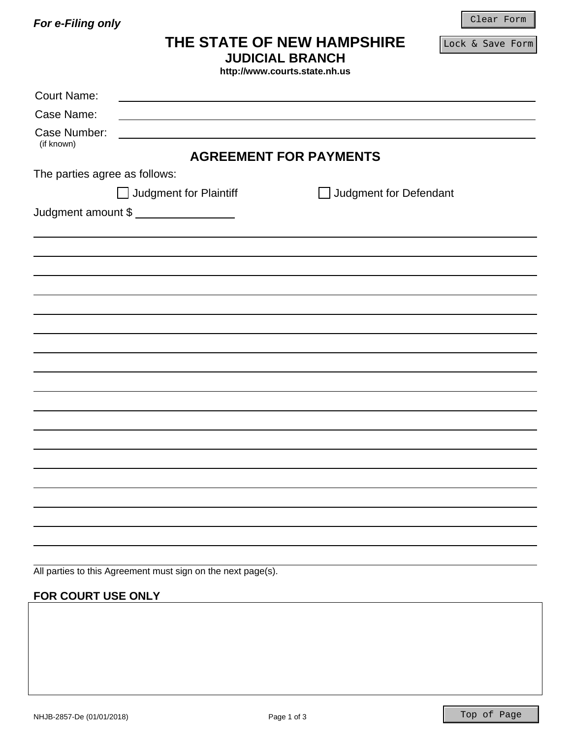*For e-Filing only*

# THE STATE OF NEW HAMPSHIRE
## JUDICIAL BRANCH
**http://www.courts.state.nh.us**

Court Name: ____________________________________________

Case Name: ____________________________________________

Case Number: ____________________________________________
(if known)

## AGREEMENT FOR PAYMENTS

The parties agree as follows:

☐ Judgment for Plaintiff ☐ Judgment for Defendant

Judgment amount $ ______________

_____________________________________________________________

_____________________________________________________________

_____________________________________________________________

_____________________________________________________________

_____________________________________________________________

_____________________________________________________________

_____________________________________________________________

_____________________________________________________________

_____________________________________________________________

_____________________________________________________________

_____________________________________________________________

_____________________________________________________________

_____________________________________________________________

_____________________________________________________________

_____________________________________________________________

_____________________________________________________________

_____________________________________________________________

_____________________________________________________________

All parties to this Agreement must sign on the next page(s).

**FOR COURT USE ONLY**

NHJB-2857-De (01/01/2018)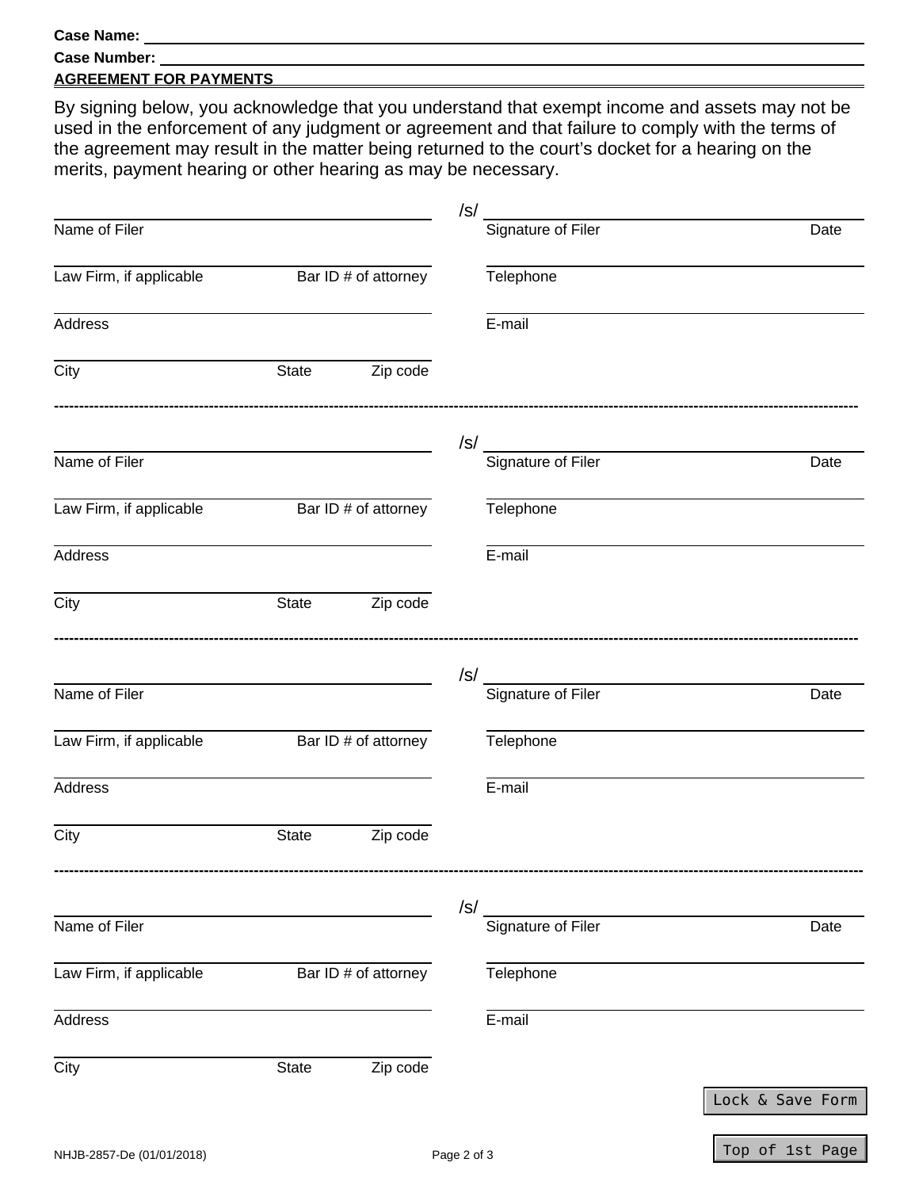**Case Name:** ______________________________________________

**Case Number:** ______________________________________________

**AGREEMENT FOR PAYMENTS**

By signing below, you acknowledge that you understand that exempt income and assets may not be used in the enforcement of any judgment or agreement and that failure to comply with the terms of the agreement may result in the matter being returned to the court's docket for a hearing on the merits, payment hearing or other hearing as may be necessary.

______________________________ /s/ ______________________________
Name of Filer | Signature of Filer | Date

______________________________ ______________________________
Law Firm, if applicable | Bar ID # of attorney | Telephone

______________________________ ______________________________
Address | E-mail

______________________________
City | State | Zip code

---

______________________________ /s/ ______________________________
Name of Filer | Signature of Filer | Date

______________________________ ______________________________
Law Firm, if applicable | Bar ID # of attorney | Telephone

______________________________ ______________________________
Address | E-mail

______________________________
City | State | Zip code

---

______________________________ /s/ ______________________________
Name of Filer | Signature of Filer | Date

______________________________ ______________________________
Law Firm, if applicable | Bar ID # of attorney | Telephone

______________________________ ______________________________
Address | E-mail

______________________________
City | State | Zip code

---

______________________________ /s/ ______________________________
Name of Filer | Signature of Filer | Date

______________________________ ______________________________
Law Firm, if applicable | Bar ID # of attorney | Telephone

______________________________ ______________________________
Address | E-mail

______________________________
City | State | Zip code

Lock & Save Form

NHJB-2857-De (01/01/2018)

Top of 1st Page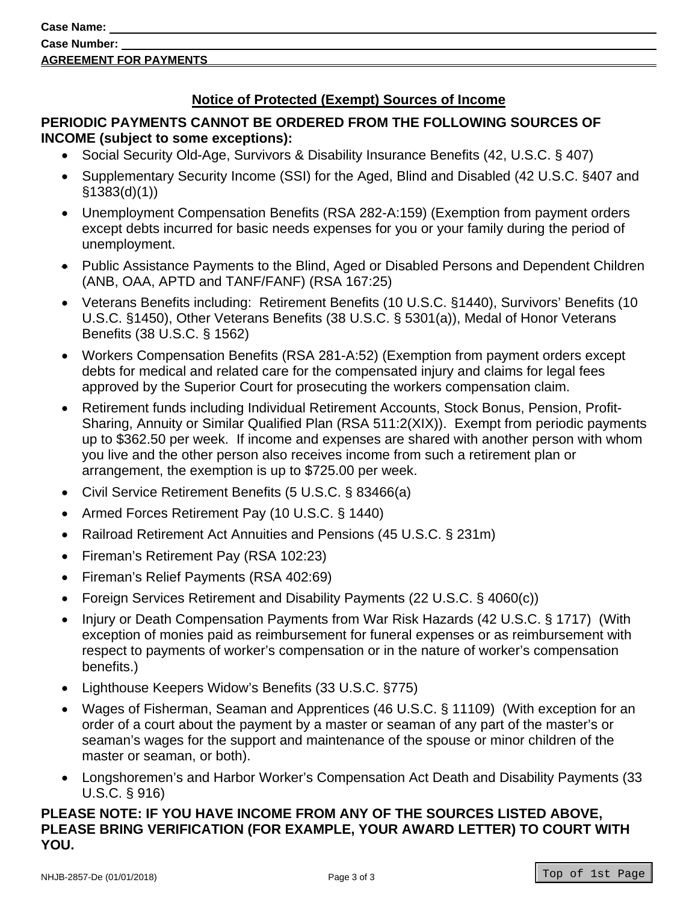Case Name: ______________________________

Case Number: ______________________________

**AGREEMENT FOR PAYMENTS**

## Notice of Protected (Exempt) Sources of Income

**PERIODIC PAYMENTS CANNOT BE ORDERED FROM THE FOLLOWING SOURCES OF INCOME (subject to some exceptions):**

- Social Security Old-Age, Survivors & Disability Insurance Benefits (42, U.S.C. § 407)
- Supplementary Security Income (SSI) for the Aged, Blind and Disabled (42 U.S.C. §407 and §1383(d)(1))
- Unemployment Compensation Benefits (RSA 282-A:159) (Exemption from payment orders except debts incurred for basic needs expenses for you or your family during the period of unemployment.
- Public Assistance Payments to the Blind, Aged or Disabled Persons and Dependent Children (ANB, OAA, APTD and TANF/FANF) (RSA 167:25)
- Veterans Benefits including: Retirement Benefits (10 U.S.C. §1440), Survivors' Benefits (10 U.S.C. §1450), Other Veterans Benefits (38 U.S.C. § 5301(a)), Medal of Honor Veterans Benefits (38 U.S.C. § 1562)
- Workers Compensation Benefits (RSA 281-A:52) (Exemption from payment orders except debts for medical and related care for the compensated injury and claims for legal fees approved by the Superior Court for prosecuting the workers compensation claim.
- Retirement funds including Individual Retirement Accounts, Stock Bonus, Pension, Profit-Sharing, Annuity or Similar Qualified Plan (RSA 511:2(XIX)). Exempt from periodic payments up to $362.50 per week. If income and expenses are shared with another person with whom you live and the other person also receives income from such a retirement plan or arrangement, the exemption is up to $725.00 per week.
- Civil Service Retirement Benefits (5 U.S.C. § 83466(a)
- Armed Forces Retirement Pay (10 U.S.C. § 1440)
- Railroad Retirement Act Annuities and Pensions (45 U.S.C. § 231m)
- Fireman's Retirement Pay (RSA 102:23)
- Fireman's Relief Payments (RSA 402:69)
- Foreign Services Retirement and Disability Payments (22 U.S.C. § 4060(c))
- Injury or Death Compensation Payments from War Risk Hazards (42 U.S.C. § 1717) (With exception of monies paid as reimbursement for funeral expenses or as reimbursement with respect to payments of worker's compensation or in the nature of worker's compensation benefits.)
- Lighthouse Keepers Widow's Benefits (33 U.S.C. §775)
- Wages of Fisherman, Seaman and Apprentices (46 U.S.C. § 11109) (With exception for an order of a court about the payment by a master or seaman of any part of the master's or seaman's wages for the support and maintenance of the spouse or minor children of the master or seaman, or both).
- Longshoremen's and Harbor Worker's Compensation Act Death and Disability Payments (33 U.S.C. § 916)

**PLEASE NOTE: IF YOU HAVE INCOME FROM ANY OF THE SOURCES LISTED ABOVE, PLEASE BRING VERIFICATION (FOR EXAMPLE, YOUR AWARD LETTER) TO COURT WITH YOU.**

NHJB-2857-De (01/01/2018)

Top of 1st Page